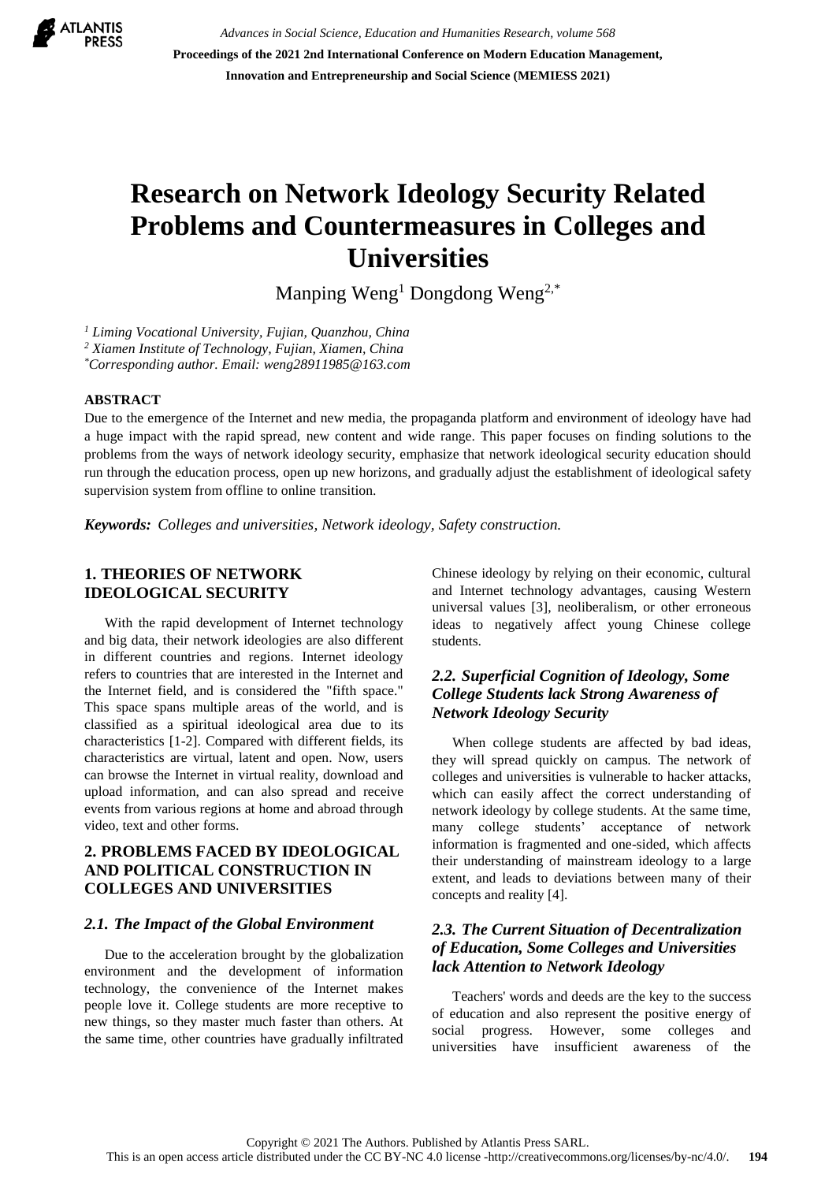# Research on Network Ideology Security Related Problems and Countermeasures in Colleges and Universities

Manping Weng[1] Dongdong Weng[2,*]

[1] *Liming Vocational University, Fujian, Quanzhou, China*
[2] *Xiamen Institute of Technology, Fujian, Xiamen, China*
[*] *Corresponding author. Email: weng28911985@163.com*

## ABSTRACT

Due to the emergence of the Internet and new media, the propaganda platform and environment of ideology have had a huge impact with the rapid spread, new content and wide range. This paper focuses on finding solutions to the problems from the ways of network ideology security, emphasize that network ideological security education should run through the education process, open up new horizons, and gradually adjust the establishment of ideological safety supervision system from offline to online transition.

***Keywords:*** *Colleges and universities, Network ideology, Safety construction.*

## 1. THEORIES OF NETWORK IDEOLOGICAL SECURITY

With the rapid development of Internet technology and big data, their network ideologies are also different in different countries and regions. Internet ideology refers to countries that are interested in the Internet and the Internet field, and is considered the "fifth space." This space spans multiple areas of the world, and is classified as a spiritual ideological area due to its characteristics [1-2]. Compared with different fields, its characteristics are virtual, latent and open. Now, users can browse the Internet in virtual reality, download and upload information, and can also spread and receive events from various regions at home and abroad through video, text and other forms.

## 2. PROBLEMS FACED BY IDEOLOGICAL AND POLITICAL CONSTRUCTION IN COLLEGES AND UNIVERSITIES

### *2.1. The Impact of the Global Environment*

Due to the acceleration brought by the globalization environment and the development of information technology, the convenience of the Internet makes people love it. College students are more receptive to new things, so they master much faster than others. At the same time, other countries have gradually infiltrated Chinese ideology by relying on their economic, cultural and Internet technology advantages, causing Western universal values [3], neoliberalism, or other erroneous ideas to negatively affect young Chinese college students.

### *2.2. Superficial Cognition of Ideology, Some College Students lack Strong Awareness of Network Ideology Security*

When college students are affected by bad ideas, they will spread quickly on campus. The network of colleges and universities is vulnerable to hacker attacks, which can easily affect the correct understanding of network ideology by college students. At the same time, many college students' acceptance of network information is fragmented and one-sided, which affects their understanding of mainstream ideology to a large extent, and leads to deviations between many of their concepts and reality [4].

### *2.3. The Current Situation of Decentralization of Education, Some Colleges and Universities lack Attention to Network Ideology*

Teachers' words and deeds are the key to the success of education and also represent the positive energy of social progress. However, some colleges and universities have insufficient awareness of the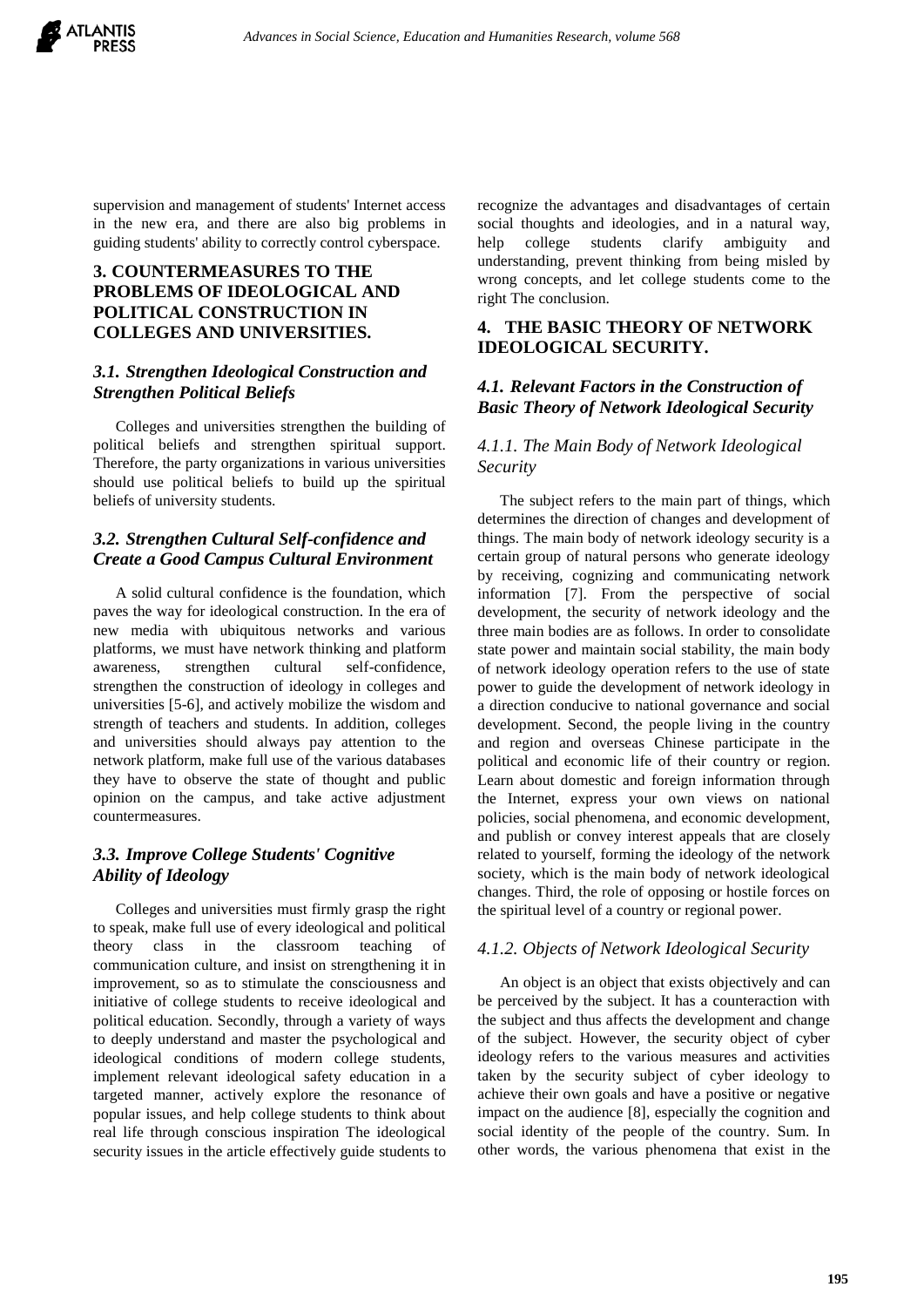supervision and management of students' Internet access in the new era, and there are also big problems in guiding students' ability to correctly control cyberspace.

## 3. COUNTERMEASURES TO THE PROBLEMS OF IDEOLOGICAL AND POLITICAL CONSTRUCTION IN COLLEGES AND UNIVERSITIES.

### *3.1. Strengthen Ideological Construction and Strengthen Political Beliefs*

Colleges and universities strengthen the building of political beliefs and strengthen spiritual support. Therefore, the party organizations in various universities should use political beliefs to build up the spiritual beliefs of university students.

### *3.2. Strengthen Cultural Self-confidence and Create a Good Campus Cultural Environment*

A solid cultural confidence is the foundation, which paves the way for ideological construction. In the era of new media with ubiquitous networks and various platforms, we must have network thinking and platform awareness, strengthen cultural self-confidence, strengthen the construction of ideology in colleges and universities [5-6], and actively mobilize the wisdom and strength of teachers and students. In addition, colleges and universities should always pay attention to the network platform, make full use of the various databases they have to observe the state of thought and public opinion on the campus, and take active adjustment countermeasures.

### *3.3. Improve College Students' Cognitive Ability of Ideology*

Colleges and universities must firmly grasp the right to speak, make full use of every ideological and political theory class in the classroom teaching of communication culture, and insist on strengthening it in improvement, so as to stimulate the consciousness and initiative of college students to receive ideological and political education. Secondly, through a variety of ways to deeply understand and master the psychological and ideological conditions of modern college students, implement relevant ideological safety education in a targeted manner, actively explore the resonance of popular issues, and help college students to think about real life through conscious inspiration The ideological security issues in the article effectively guide students to recognize the advantages and disadvantages of certain social thoughts and ideologies, and in a natural way, help college students clarify ambiguity and understanding, prevent thinking from being misled by wrong concepts, and let college students come to the right The conclusion.

## 4. THE BASIC THEORY OF NETWORK IDEOLOGICAL SECURITY.

### *4.1. Relevant Factors in the Construction of Basic Theory of Network Ideological Security*

#### *4.1.1. The Main Body of Network Ideological Security*

The subject refers to the main part of things, which determines the direction of changes and development of things. The main body of network ideology security is a certain group of natural persons who generate ideology by receiving, cognizing and communicating network information [7]. From the perspective of social development, the security of network ideology and the three main bodies are as follows. In order to consolidate state power and maintain social stability, the main body of network ideology operation refers to the use of state power to guide the development of network ideology in a direction conducive to national governance and social development. Second, the people living in the country and region and overseas Chinese participate in the political and economic life of their country or region. Learn about domestic and foreign information through the Internet, express your own views on national policies, social phenomena, and economic development, and publish or convey interest appeals that are closely related to yourself, forming the ideology of the network society, which is the main body of network ideological changes. Third, the role of opposing or hostile forces on the spiritual level of a country or regional power.

#### *4.1.2. Objects of Network Ideological Security*

An object is an object that exists objectively and can be perceived by the subject. It has a counteraction with the subject and thus affects the development and change of the subject. However, the security object of cyber ideology refers to the various measures and activities taken by the security subject of cyber ideology to achieve their own goals and have a positive or negative impact on the audience [8], especially the cognition and social identity of the people of the country. Sum. In other words, the various phenomena that exist in the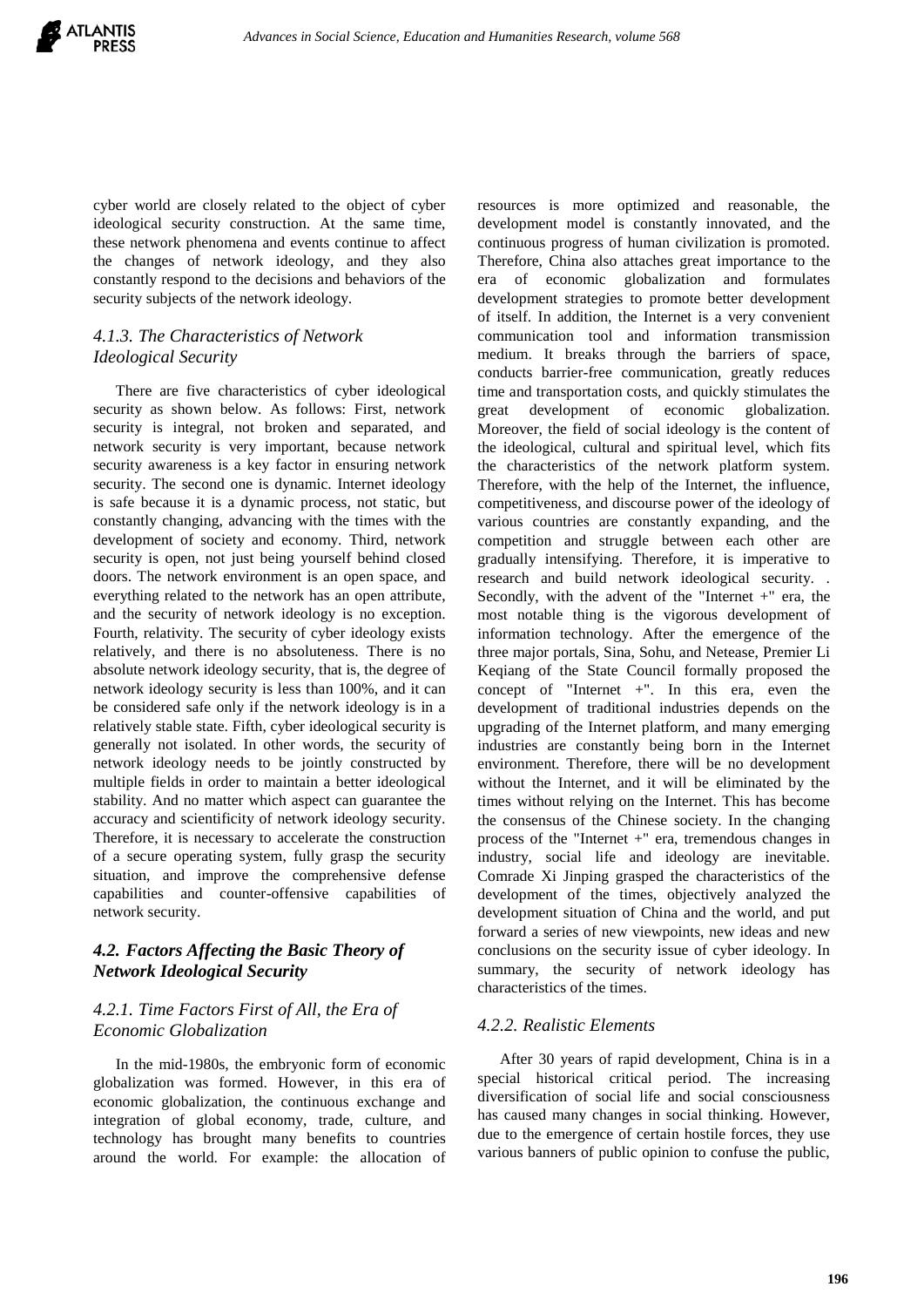cyber world are closely related to the object of cyber ideological security construction. At the same time, these network phenomena and events continue to affect the changes of network ideology, and they also constantly respond to the decisions and behaviors of the security subjects of the network ideology.

### *4.1.3. The Characteristics of Network Ideological Security*

There are five characteristics of cyber ideological security as shown below. As follows: First, network security is integral, not broken and separated, and network security is very important, because network security awareness is a key factor in ensuring network security. The second one is dynamic. Internet ideology is safe because it is a dynamic process, not static, but constantly changing, advancing with the times with the development of society and economy. Third, network security is open, not just being yourself behind closed doors. The network environment is an open space, and everything related to the network has an open attribute, and the security of network ideology is no exception. Fourth, relativity. The security of cyber ideology exists relatively, and there is no absoluteness. There is no absolute network ideology security, that is, the degree of network ideology security is less than 100%, and it can be considered safe only if the network ideology is in a relatively stable state. Fifth, cyber ideological security is generally not isolated. In other words, the security of network ideology needs to be jointly constructed by multiple fields in order to maintain a better ideological stability. And no matter which aspect can guarantee the accuracy and scientificity of network ideology security. Therefore, it is necessary to accelerate the construction of a secure operating system, fully grasp the security situation, and improve the comprehensive defense capabilities and counter-offensive capabilities of network security.

## *4.2. Factors Affecting the Basic Theory of Network Ideological Security*

### *4.2.1. Time Factors First of All, the Era of Economic Globalization*

In the mid-1980s, the embryonic form of economic globalization was formed. However, in this era of economic globalization, the continuous exchange and integration of global economy, trade, culture, and technology has brought many benefits to countries around the world. For example: the allocation of resources is more optimized and reasonable, the development model is constantly innovated, and the continuous progress of human civilization is promoted. Therefore, China also attaches great importance to the era of economic globalization and formulates development strategies to promote better development of itself. In addition, the Internet is a very convenient communication tool and information transmission medium. It breaks through the barriers of space, conducts barrier-free communication, greatly reduces time and transportation costs, and quickly stimulates the great development of economic globalization. Moreover, the field of social ideology is the content of the ideological, cultural and spiritual level, which fits the characteristics of the network platform system. Therefore, with the help of the Internet, the influence, competitiveness, and discourse power of the ideology of various countries are constantly expanding, and the competition and struggle between each other are gradually intensifying. Therefore, it is imperative to research and build network ideological security. . Secondly, with the advent of the "Internet +" era, the most notable thing is the vigorous development of information technology. After the emergence of the three major portals, Sina, Sohu, and Netease, Premier Li Keqiang of the State Council formally proposed the concept of "Internet +". In this era, even the development of traditional industries depends on the upgrading of the Internet platform, and many emerging industries are constantly being born in the Internet environment. Therefore, there will be no development without the Internet, and it will be eliminated by the times without relying on the Internet. This has become the consensus of the Chinese society. In the changing process of the "Internet +" era, tremendous changes in industry, social life and ideology are inevitable. Comrade Xi Jinping grasped the characteristics of the development of the times, objectively analyzed the development situation of China and the world, and put forward a series of new viewpoints, new ideas and new conclusions on the security issue of cyber ideology. In summary, the security of network ideology has characteristics of the times.

### *4.2.2. Realistic Elements*

After 30 years of rapid development, China is in a special historical critical period. The increasing diversification of social life and social consciousness has caused many changes in social thinking. However, due to the emergence of certain hostile forces, they use various banners of public opinion to confuse the public,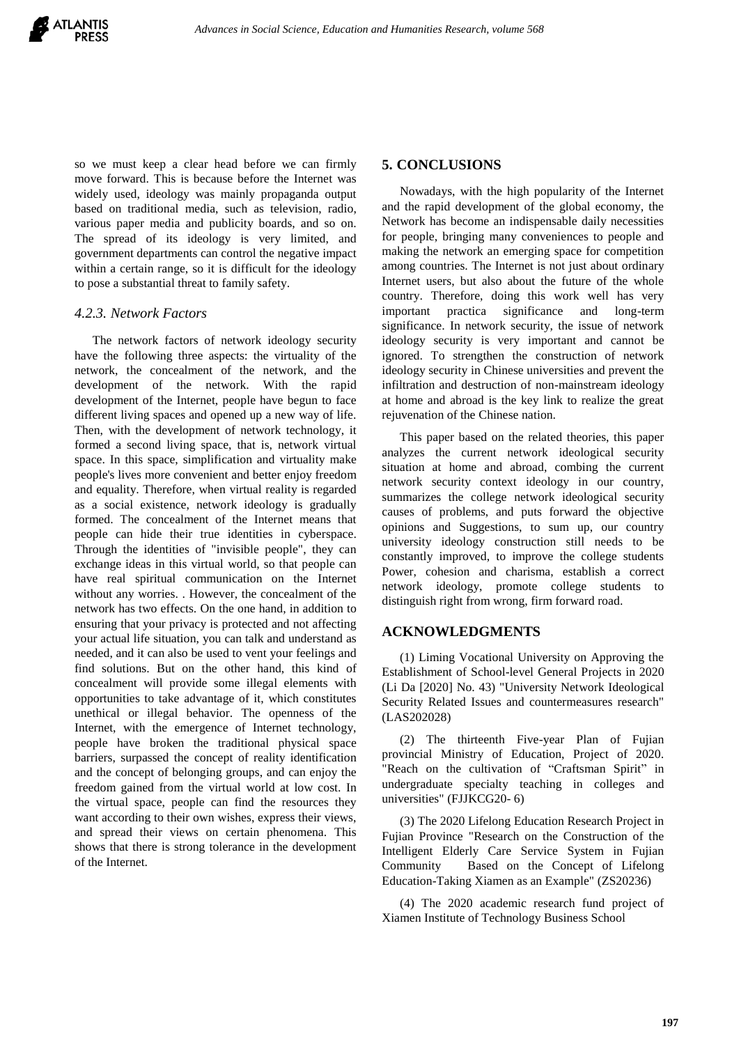so we must keep a clear head before we can firmly move forward. This is because before the Internet was widely used, ideology was mainly propaganda output based on traditional media, such as television, radio, various paper media and publicity boards, and so on. The spread of its ideology is very limited, and government departments can control the negative impact within a certain range, so it is difficult for the ideology to pose a substantial threat to family safety.

### *4.2.3. Network Factors*

The network factors of network ideology security have the following three aspects: the virtuality of the network, the concealment of the network, and the development of the network. With the rapid development of the Internet, people have begun to face different living spaces and opened up a new way of life. Then, with the development of network technology, it formed a second living space, that is, network virtual space. In this space, simplification and virtuality make people's lives more convenient and better enjoy freedom and equality. Therefore, when virtual reality is regarded as a social existence, network ideology is gradually formed. The concealment of the Internet means that people can hide their true identities in cyberspace. Through the identities of "invisible people", they can exchange ideas in this virtual world, so that people can have real spiritual communication on the Internet without any worries. . However, the concealment of the network has two effects. On the one hand, in addition to ensuring that your privacy is protected and not affecting your actual life situation, you can talk and understand as needed, and it can also be used to vent your feelings and find solutions. But on the other hand, this kind of concealment will provide some illegal elements with opportunities to take advantage of it, which constitutes unethical or illegal behavior. The openness of the Internet, with the emergence of Internet technology, people have broken the traditional physical space barriers, surpassed the concept of reality identification and the concept of belonging groups, and can enjoy the freedom gained from the virtual world at low cost. In the virtual space, people can find the resources they want according to their own wishes, express their views, and spread their views on certain phenomena. This shows that there is strong tolerance in the development of the Internet.

## 5. CONCLUSIONS

Nowadays, with the high popularity of the Internet and the rapid development of the global economy, the Network has become an indispensable daily necessities for people, bringing many conveniences to people and making the network an emerging space for competition among countries. The Internet is not just about ordinary Internet users, but also about the future of the whole country. Therefore, doing this work well has very important practica significance and long-term significance. In network security, the issue of network ideology security is very important and cannot be ignored. To strengthen the construction of network ideology security in Chinese universities and prevent the infiltration and destruction of non-mainstream ideology at home and abroad is the key link to realize the great rejuvenation of the Chinese nation.

This paper based on the related theories, this paper analyzes the current network ideological security situation at home and abroad, combing the current network security context ideology in our country, summarizes the college network ideological security causes of problems, and puts forward the objective opinions and Suggestions, to sum up, our country university ideology construction still needs to be constantly improved, to improve the college students Power, cohesion and charisma, establish a correct network ideology, promote college students to distinguish right from wrong, firm forward road.

## ACKNOWLEDGMENTS

(1) Liming Vocational University on Approving the Establishment of School-level General Projects in 2020 (Li Da [2020] No. 43) "University Network Ideological Security Related Issues and countermeasures research" (LAS202028)

(2) The thirteenth Five-year Plan of Fujian provincial Ministry of Education, Project of 2020. "Reach on the cultivation of "Craftsman Spirit" in undergraduate specialty teaching in colleges and universities" (FJJKCG20- 6)

(3) The 2020 Lifelong Education Research Project in Fujian Province "Research on the Construction of the Intelligent Elderly Care Service System in Fujian Community Based on the Concept of Lifelong Education-Taking Xiamen as an Example" (ZS20236)

(4) The 2020 academic research fund project of Xiamen Institute of Technology Business School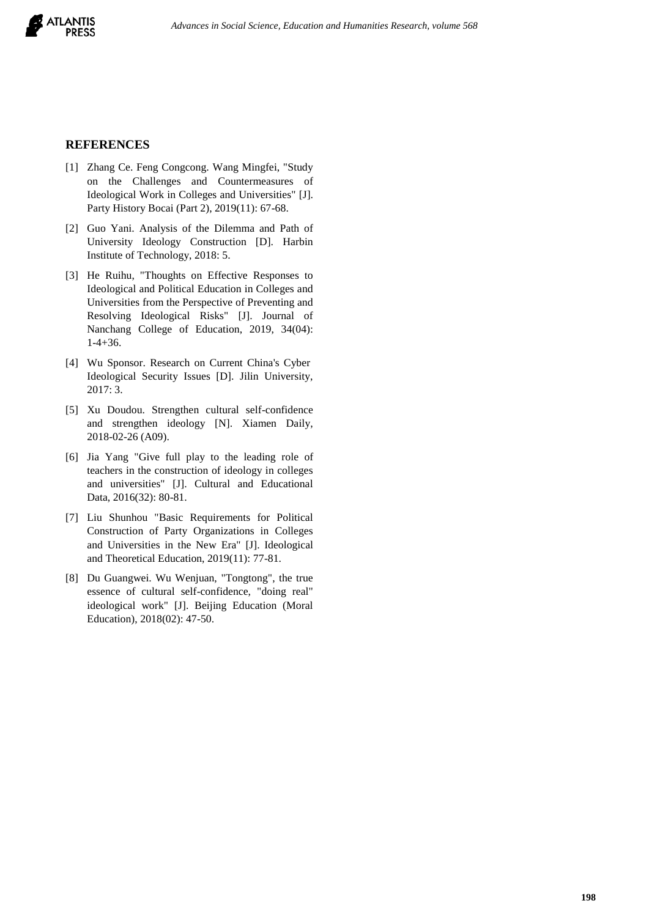## REFERENCES

[1] Zhang Ce. Feng Congcong. Wang Mingfei, "Study on the Challenges and Countermeasures of Ideological Work in Colleges and Universities" [J]. Party History Bocai (Part 2), 2019(11): 67-68.

[2] Guo Yani. Analysis of the Dilemma and Path of University Ideology Construction [D]. Harbin Institute of Technology, 2018: 5.

[3] He Ruihu, "Thoughts on Effective Responses to Ideological and Political Education in Colleges and Universities from the Perspective of Preventing and Resolving Ideological Risks" [J]. Journal of Nanchang College of Education, 2019, 34(04): 1-4+36.

[4] Wu Sponsor. Research on Current China's Cyber Ideological Security Issues [D]. Jilin University, 2017: 3.

[5] Xu Doudou. Strengthen cultural self-confidence and strengthen ideology [N]. Xiamen Daily, 2018-02-26 (A09).

[6] Jia Yang "Give full play to the leading role of teachers in the construction of ideology in colleges and universities" [J]. Cultural and Educational Data, 2016(32): 80-81.

[7] Liu Shunhou "Basic Requirements for Political Construction of Party Organizations in Colleges and Universities in the New Era" [J]. Ideological and Theoretical Education, 2019(11): 77-81.

[8] Du Guangwei. Wu Wenjuan, "Tongtong", the true essence of cultural self-confidence, "doing real" ideological work" [J]. Beijing Education (Moral Education), 2018(02): 47-50.